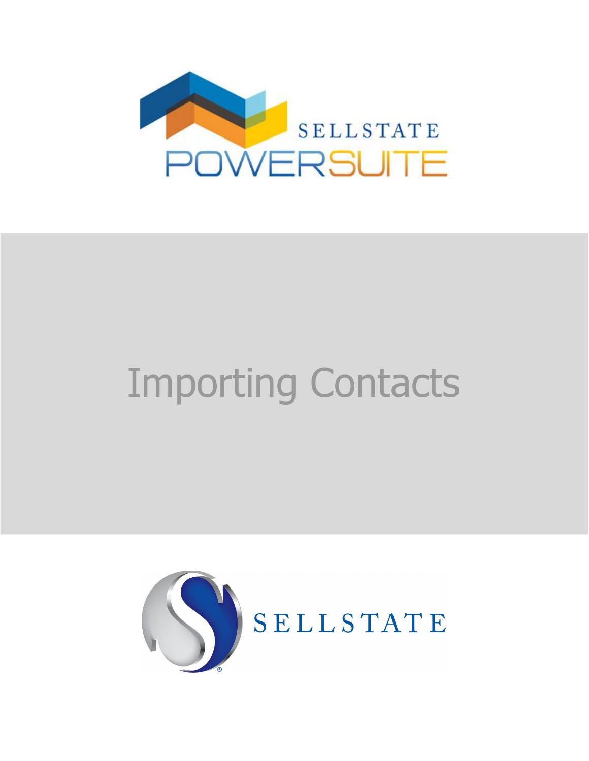SELLSTATE POWERSUITE

# Importing Contacts

SELLSTATE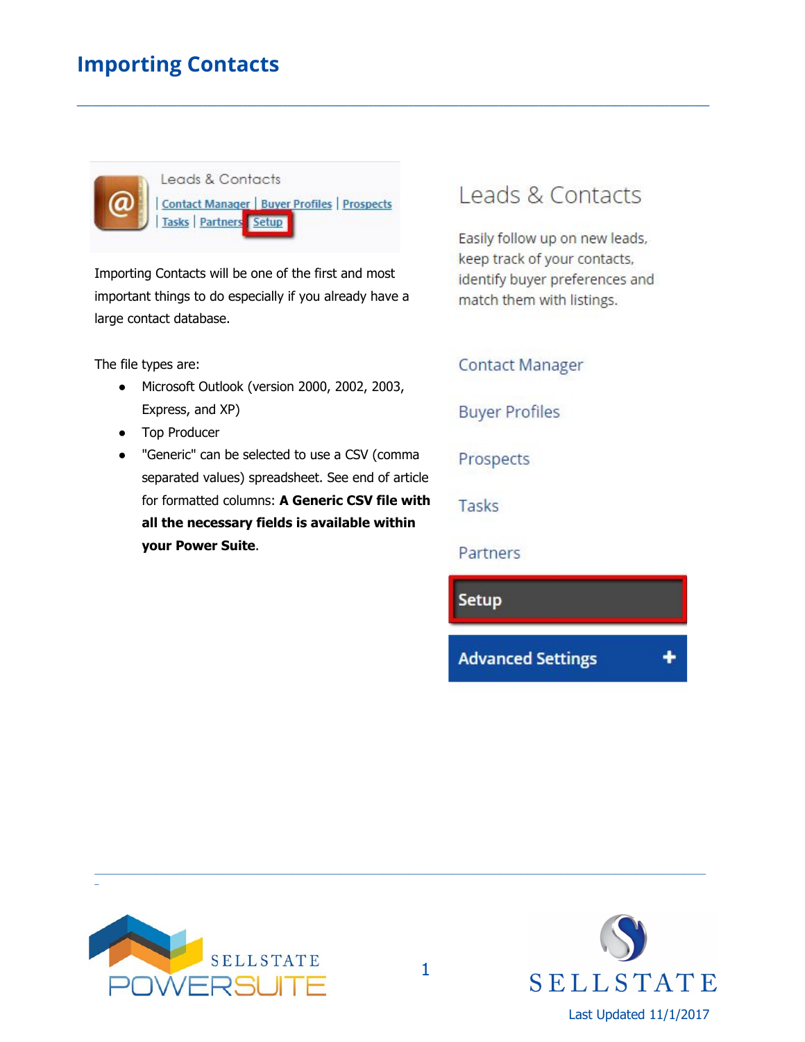# Importing Contacts

Importing Contacts will be one of the first and most important things to do especially if you already have a large contact database.

The file types are:

- Microsoft Outlook (version 2000, 2002, 2003, Express, and XP)
- Top Producer
- "Generic" can be selected to use a CSV (comma separated values) spreadsheet. See end of article for formatted columns: **A Generic CSV file with all the necessary fields is available within your Power Suite**.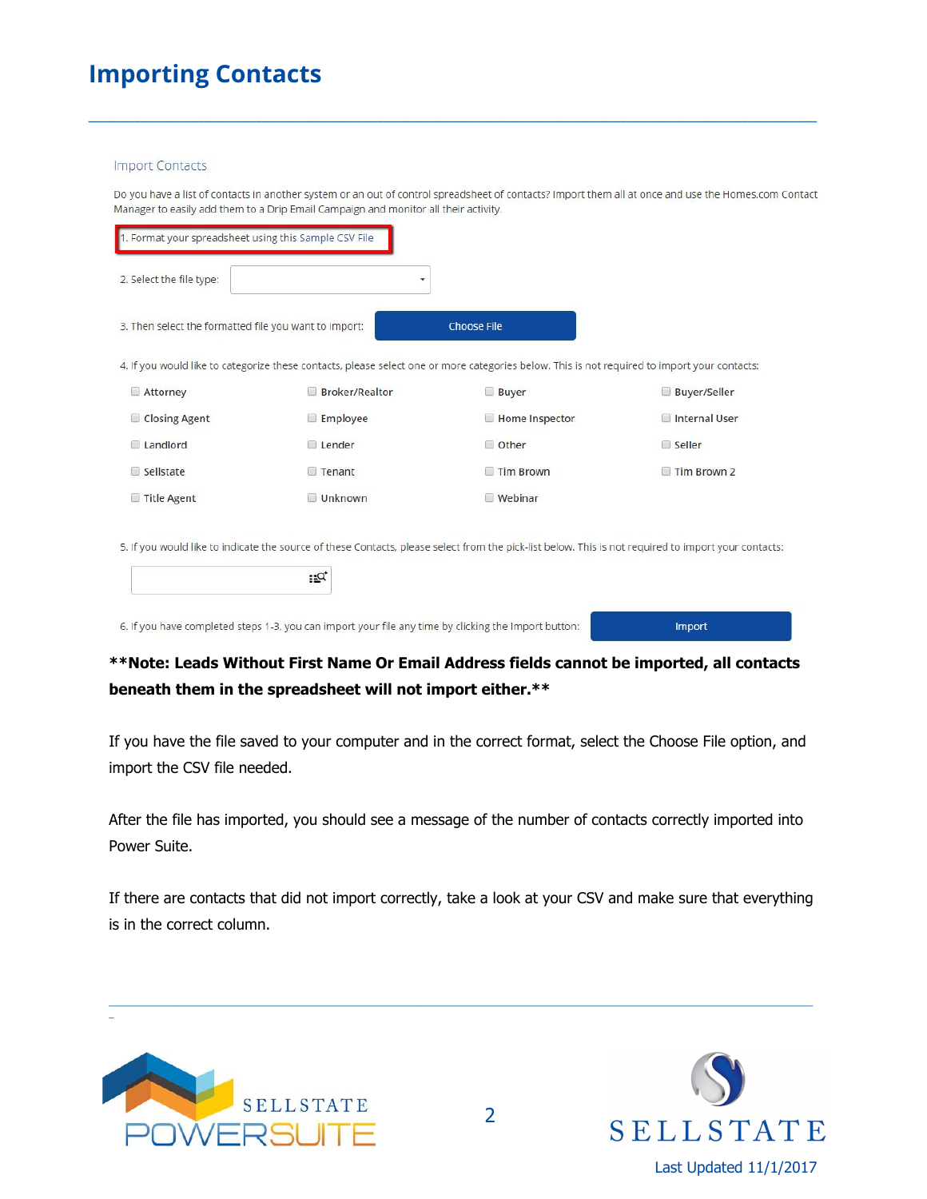# Importing Contacts

Import Contacts

Do you have a list of contacts in another system or an out of control spreadsheet of contacts? Import them all at once and use the Homes.com Contact Manager to easily add them to a Drip Email Campaign and monitor all their activity.

1. Format your spreadsheet using this Sample CSV File

2. Select the file type:

3. Then select the formatted file you want to import: Choose File

4. If you would like to categorize these contacts, please select one or more categories below. This is not required to import your contacts:

| | | | |
|---|---|---|---|
| Attorney | Broker/Realtor | Buyer | Buyer/Seller |
| Closing Agent | Employee | Home Inspector | Internal User |
| Landlord | Lender | Other | Seller |
| Sellstate | Tenant | Tim Brown | Tim Brown 2 |
| Title Agent | Unknown | Webinar | |

5. If you would like to indicate the source of these Contacts, please select from the pick-list below. This is not required to import your contacts:

6. If you have completed steps 1-3, you can import your file any time by clicking the Import button: Import

**\*\*Note: Leads Without First Name Or Email Address fields cannot be imported, all contacts beneath them in the spreadsheet will not import either.\*\***

If you have the file saved to your computer and in the correct format, select the Choose File option, and import the CSV file needed.

After the file has imported, you should see a message of the number of contacts correctly imported into Power Suite.

If there are contacts that did not import correctly, take a look at your CSV and make sure that everything is in the correct column.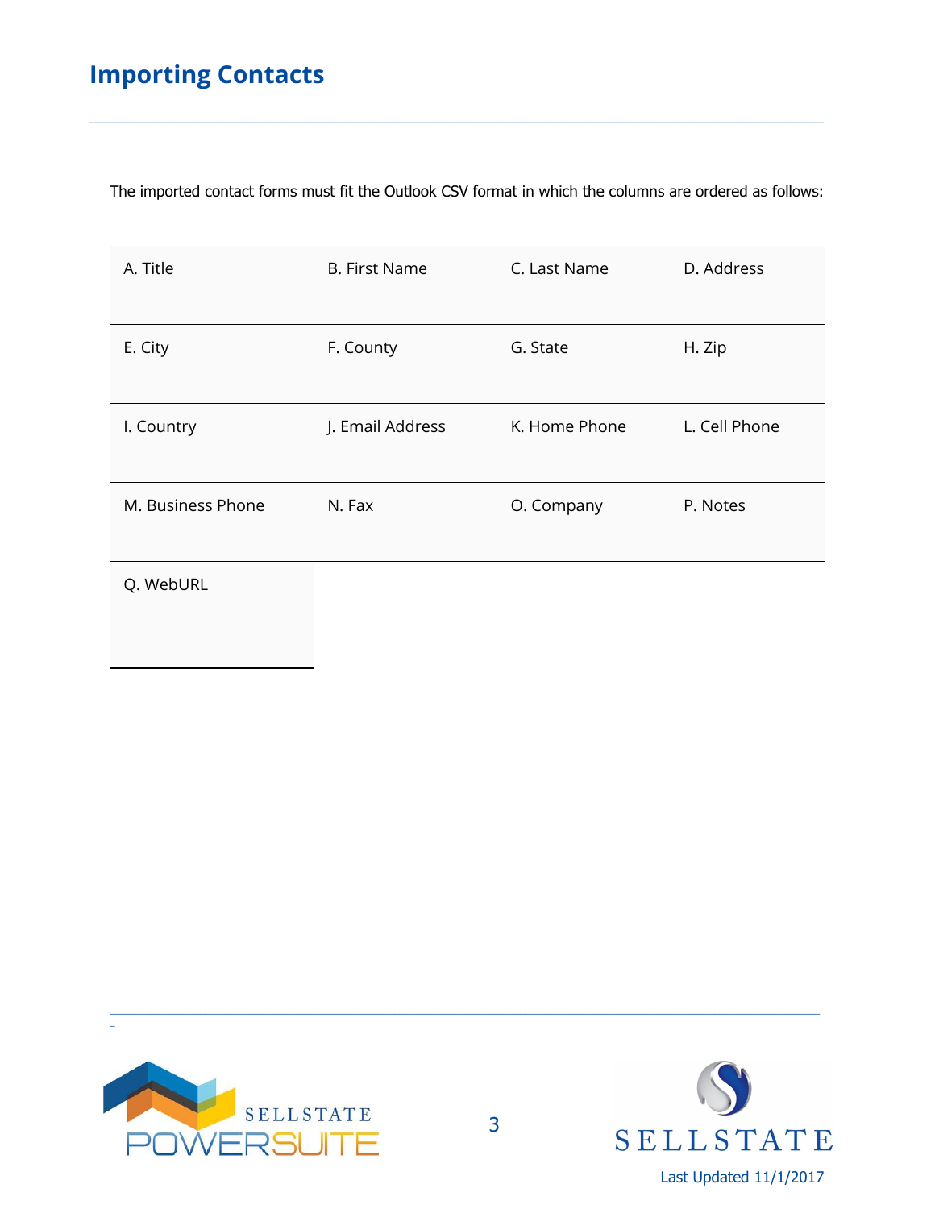# Importing Contacts

The imported contact forms must fit the Outlook CSV format in which the columns are ordered as follows:

| | | | |
|---|---|---|---|
| A. Title | B. First Name | C. Last Name | D. Address |
| E. City | F. County | G. State | H. Zip |
| I. Country | J. Email Address | K. Home Phone | L. Cell Phone |
| M. Business Phone | N. Fax | O. Company | P. Notes |
| Q. WebURL | | | |